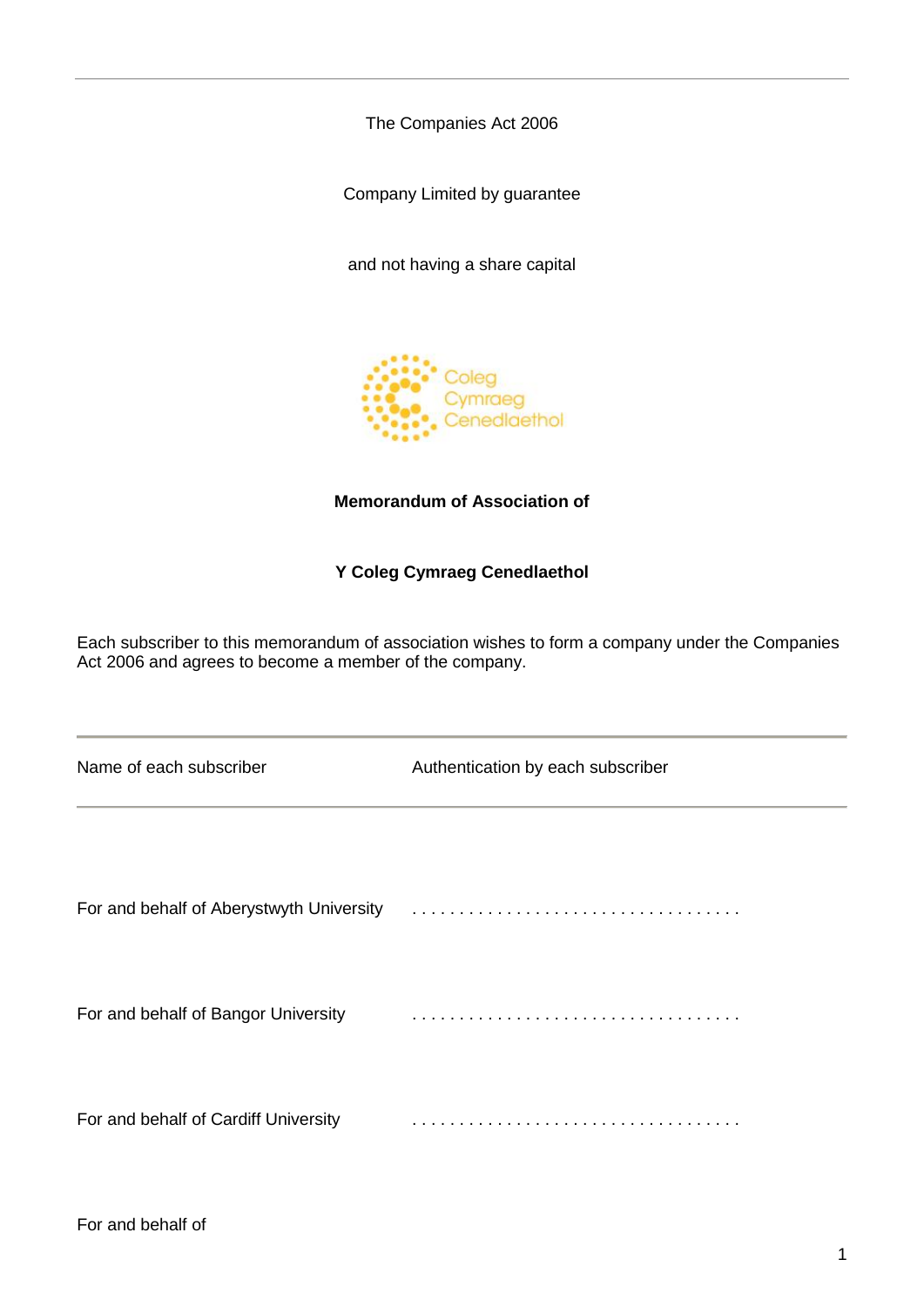The Companies Act 2006

Company Limited by guarantee

and not having a share capital

**Memorandum of Association of**

**Y Coleg Cymraeg Cenedlaethol**

Each subscriber to this memorandum of association wishes to form a company under the Companies Act 2006 and agrees to become a member of the company.

| Name of each subscriber | Authentication by each subscriber |
| --- | --- |
| For and behalf of Aberystwyth University | . . . . . . . . . . . . . . . . . . . . . . . . . . . . . . . . . . |
| For and behalf of Bangor University | . . . . . . . . . . . . . . . . . . . . . . . . . . . . . . . . . . |
| For and behalf of Cardiff University | . . . . . . . . . . . . . . . . . . . . . . . . . . . . . . . . . . |
| For and behalf of | |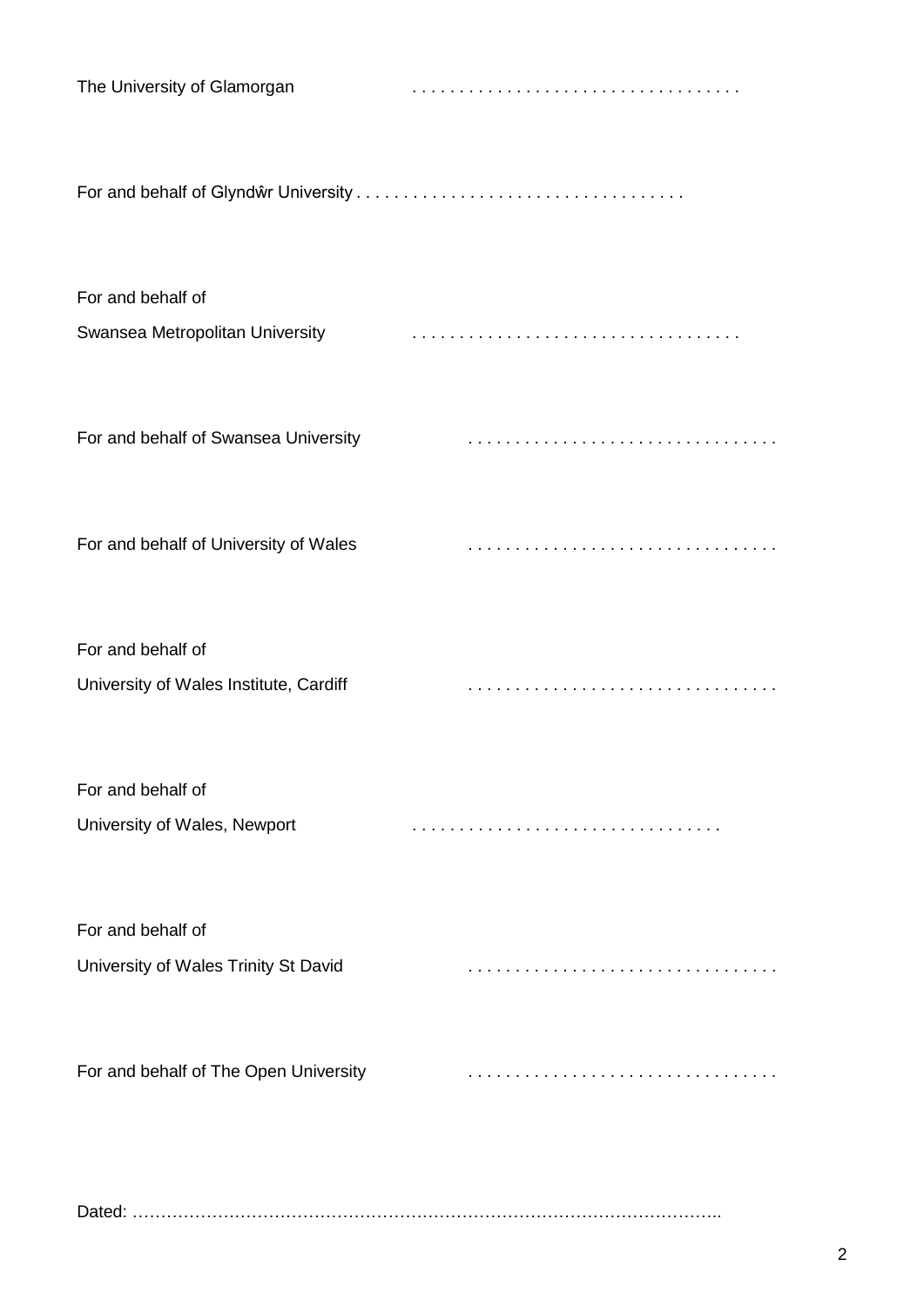The University of Glamorgan . . . . . . . . . . . . . . . . . . . . . . . . . . . . . . . . . .

For and behalf of Glyndŵr University . . . . . . . . . . . . . . . . . . . . . . . . . . . . . . . . . .

For and behalf of
Swansea Metropolitan University . . . . . . . . . . . . . . . . . . . . . . . . . . . . . . . . . .

For and behalf of Swansea University . . . . . . . . . . . . . . . . . . . . . . . . . . . . . . . .

For and behalf of University of Wales . . . . . . . . . . . . . . . . . . . . . . . . . . . . . . . .

For and behalf of
University of Wales Institute, Cardiff . . . . . . . . . . . . . . . . . . . . . . . . . . . . . . . .

For and behalf of
University of Wales, Newport . . . . . . . . . . . . . . . . . . . . . . . . . . . . . . . .

For and behalf of
University of Wales Trinity St David . . . . . . . . . . . . . . . . . . . . . . . . . . . . . . . .

For and behalf of The Open University . . . . . . . . . . . . . . . . . . . . . . . . . . . . . . . .

Dated: ……………………………………………………………………………………….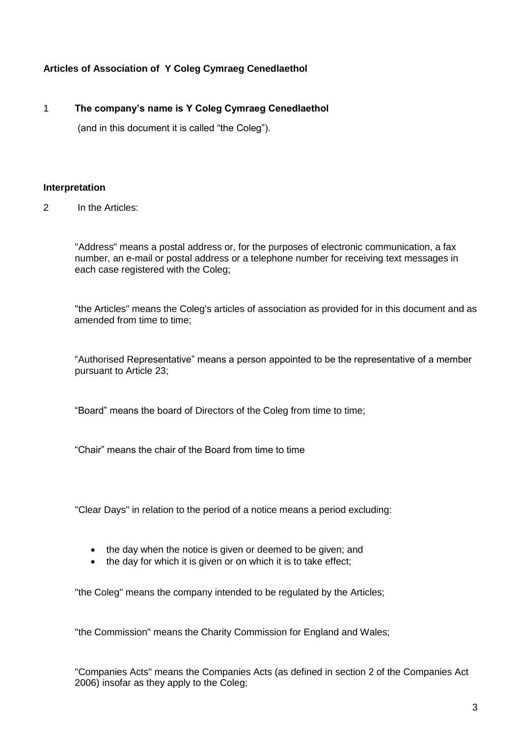**Articles of Association of Y Coleg Cymraeg Cenedlaethol**

1 **The company's name is Y Coleg Cymraeg Cenedlaethol**

(and in this document it is called "the Coleg").

**Interpretation**

2 In the Articles:

"Address" means a postal address or, for the purposes of electronic communication, a fax number, an e-mail or postal address or a telephone number for receiving text messages in each case registered with the Coleg;

"the Articles" means the Coleg's articles of association as provided for in this document and as amended from time to time;

"Authorised Representative" means a person appointed to be the representative of a member pursuant to Article 23;

"Board" means the board of Directors of the Coleg from time to time;

"Chair" means the chair of the Board from time to time

"Clear Days" in relation to the period of a notice means a period excluding:

- the day when the notice is given or deemed to be given; and
- the day for which it is given or on which it is to take effect;

"the Coleg" means the company intended to be regulated by the Articles;

"the Commission" means the Charity Commission for England and Wales;

"Companies Acts" means the Companies Acts (as defined in section 2 of the Companies Act 2006) insofar as they apply to the Coleg;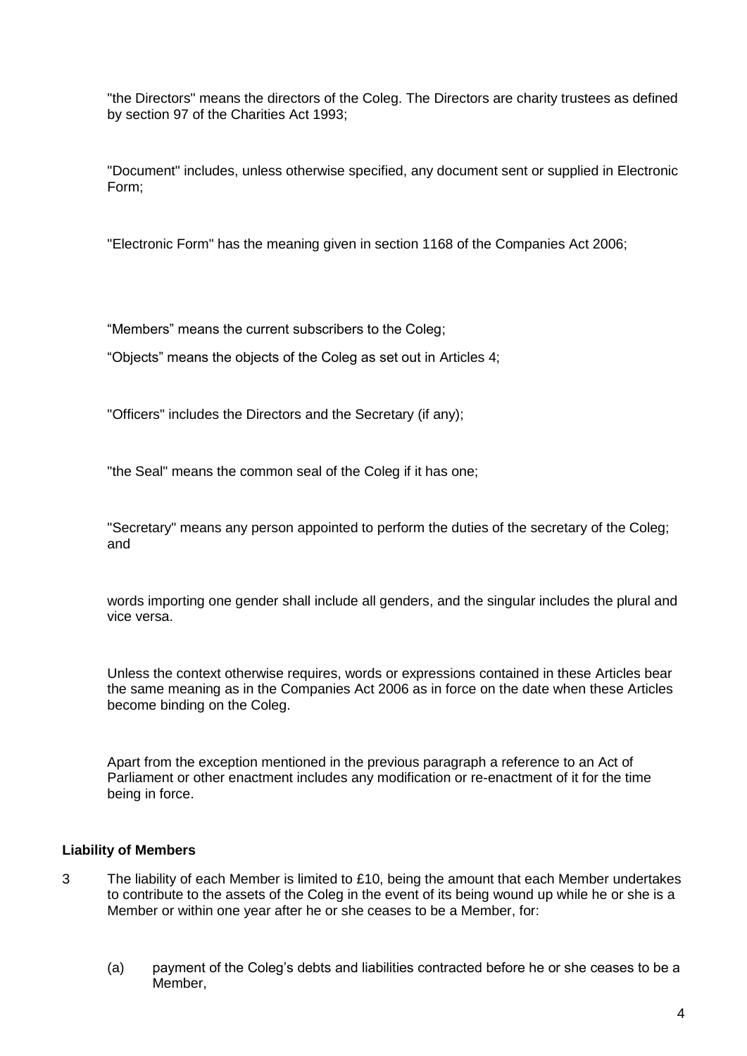"the Directors" means the directors of the Coleg. The Directors are charity trustees as defined by section 97 of the Charities Act 1993;

"Document" includes, unless otherwise specified, any document sent or supplied in Electronic Form;

"Electronic Form" has the meaning given in section 1168 of the Companies Act 2006;

“Members” means the current subscribers to the Coleg;

“Objects” means the objects of the Coleg as set out in Articles 4;

"Officers" includes the Directors and the Secretary (if any);

"the Seal" means the common seal of the Coleg if it has one;

"Secretary" means any person appointed to perform the duties of the secretary of the Coleg; and

words importing one gender shall include all genders, and the singular includes the plural and vice versa.

Unless the context otherwise requires, words or expressions contained in these Articles bear the same meaning as in the Companies Act 2006 as in force on the date when these Articles become binding on the Coleg.

Apart from the exception mentioned in the previous paragraph a reference to an Act of Parliament or other enactment includes any modification or re-enactment of it for the time being in force.

**Liability of Members**

3 The liability of each Member is limited to £10, being the amount that each Member undertakes to contribute to the assets of the Coleg in the event of its being wound up while he or she is a Member or within one year after he or she ceases to be a Member, for:

   (a) payment of the Coleg’s debts and liabilities contracted before he or she ceases to be a Member,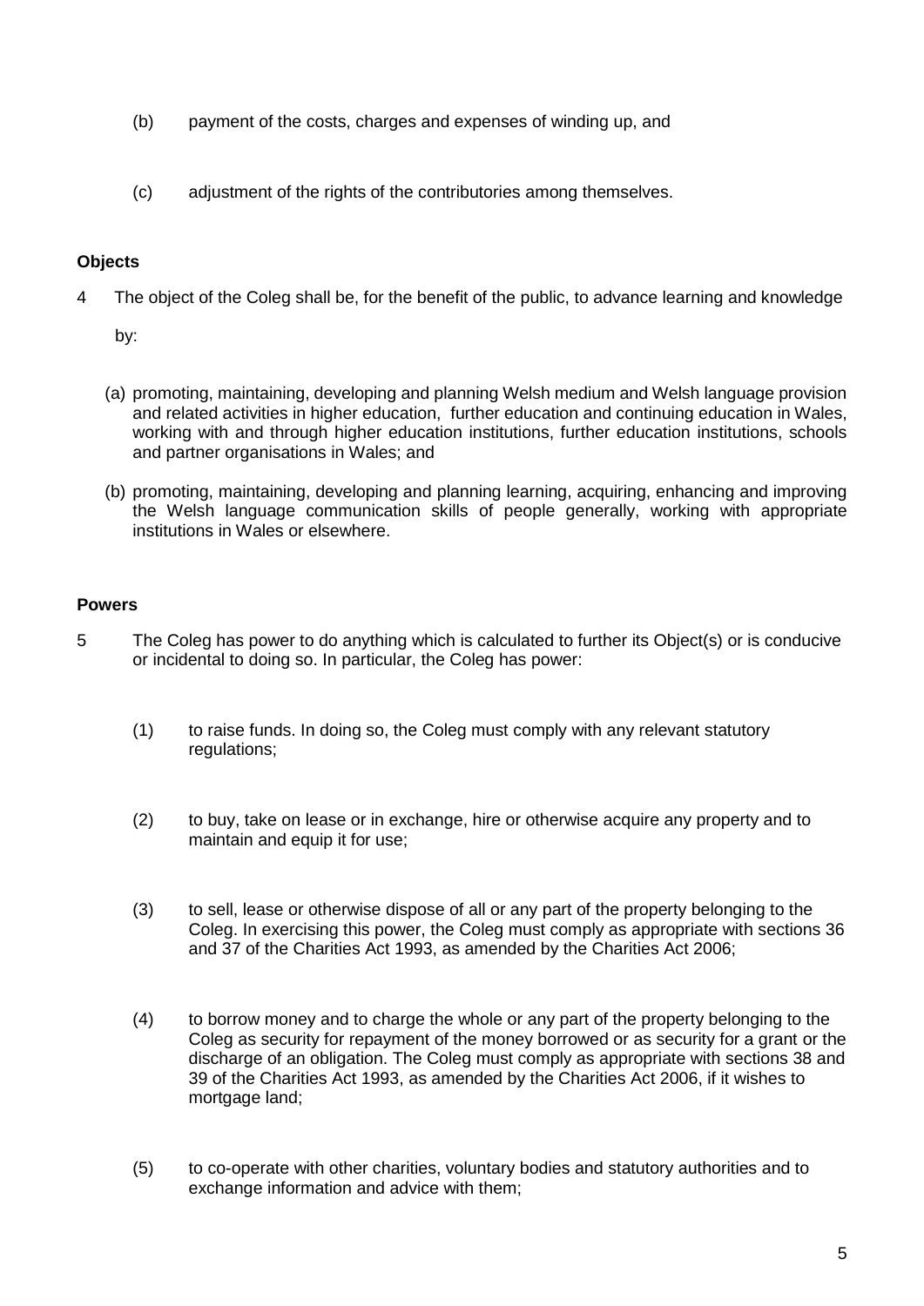(b) payment of the costs, charges and expenses of winding up, and

(c) adjustment of the rights of the contributories among themselves.

**Objects**

4 The object of the Coleg shall be, for the benefit of the public, to advance learning and knowledge by:

(a) promoting, maintaining, developing and planning Welsh medium and Welsh language provision and related activities in higher education, further education and continuing education in Wales, working with and through higher education institutions, further education institutions, schools and partner organisations in Wales; and

(b) promoting, maintaining, developing and planning learning, acquiring, enhancing and improving the Welsh language communication skills of people generally, working with appropriate institutions in Wales or elsewhere.

**Powers**

5 The Coleg has power to do anything which is calculated to further its Object(s) or is conducive or incidental to doing so. In particular, the Coleg has power:

(1) to raise funds. In doing so, the Coleg must comply with any relevant statutory regulations;

(2) to buy, take on lease or in exchange, hire or otherwise acquire any property and to maintain and equip it for use;

(3) to sell, lease or otherwise dispose of all or any part of the property belonging to the Coleg. In exercising this power, the Coleg must comply as appropriate with sections 36 and 37 of the Charities Act 1993, as amended by the Charities Act 2006;

(4) to borrow money and to charge the whole or any part of the property belonging to the Coleg as security for repayment of the money borrowed or as security for a grant or the discharge of an obligation. The Coleg must comply as appropriate with sections 38 and 39 of the Charities Act 1993, as amended by the Charities Act 2006, if it wishes to mortgage land;

(5) to co-operate with other charities, voluntary bodies and statutory authorities and to exchange information and advice with them;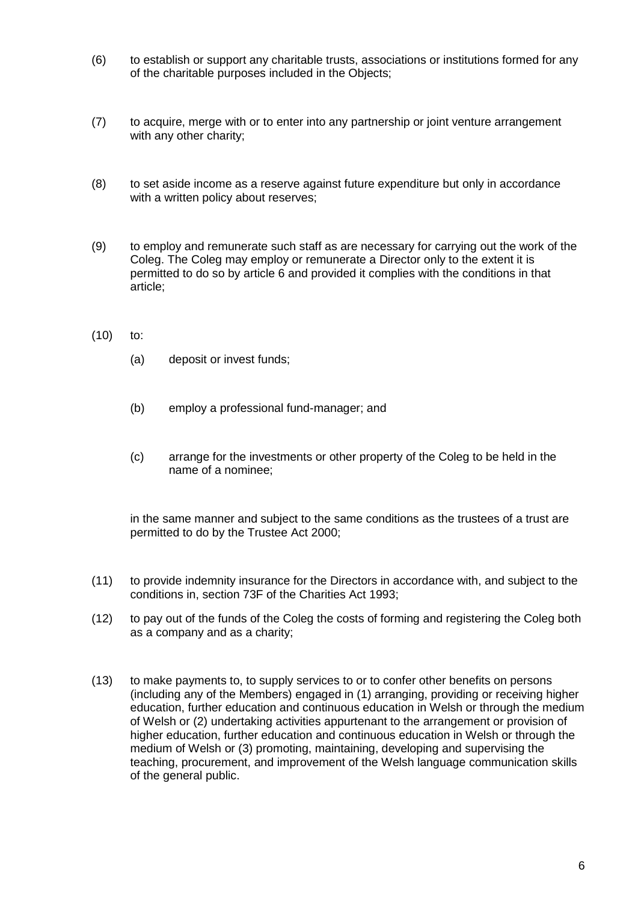(6) to establish or support any charitable trusts, associations or institutions formed for any of the charitable purposes included in the Objects;

(7) to acquire, merge with or to enter into any partnership or joint venture arrangement with any other charity;

(8) to set aside income as a reserve against future expenditure but only in accordance with a written policy about reserves;

(9) to employ and remunerate such staff as are necessary for carrying out the work of the Coleg. The Coleg may employ or remunerate a Director only to the extent it is permitted to do so by article 6 and provided it complies with the conditions in that article;

(10) to:

  (a) deposit or invest funds;

  (b) employ a professional fund-manager; and

  (c) arrange for the investments or other property of the Coleg to be held in the name of a nominee;

  in the same manner and subject to the same conditions as the trustees of a trust are permitted to do by the Trustee Act 2000;

(11) to provide indemnity insurance for the Directors in accordance with, and subject to the conditions in, section 73F of the Charities Act 1993;

(12) to pay out of the funds of the Coleg the costs of forming and registering the Coleg both as a company and as a charity;

(13) to make payments to, to supply services to or to confer other benefits on persons (including any of the Members) engaged in (1) arranging, providing or receiving higher education, further education and continuous education in Welsh or through the medium of Welsh or (2) undertaking activities appurtenant to the arrangement or provision of higher education, further education and continuous education in Welsh or through the medium of Welsh or (3) promoting, maintaining, developing and supervising the teaching, procurement, and improvement of the Welsh language communication skills of the general public.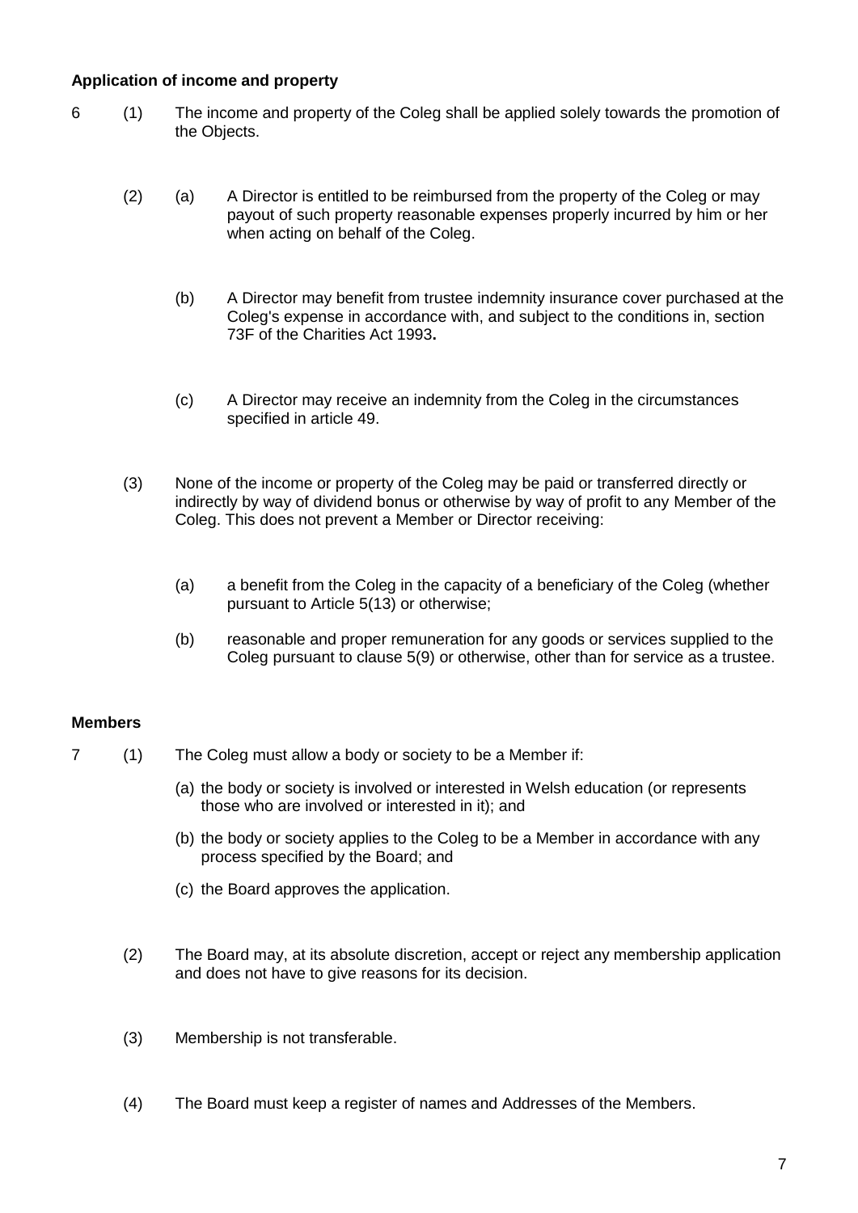**Application of income and property**

6 (1) The income and property of the Coleg shall be applied solely towards the promotion of the Objects.

(2) (a) A Director is entitled to be reimbursed from the property of the Coleg or may payout of such property reasonable expenses properly incurred by him or her when acting on behalf of the Coleg.

(b) A Director may benefit from trustee indemnity insurance cover purchased at the Coleg's expense in accordance with, and subject to the conditions in, section 73F of the Charities Act 1993**.**

(c) A Director may receive an indemnity from the Coleg in the circumstances specified in article 49.

(3) None of the income or property of the Coleg may be paid or transferred directly or indirectly by way of dividend bonus or otherwise by way of profit to any Member of the Coleg. This does not prevent a Member or Director receiving:

(a) a benefit from the Coleg in the capacity of a beneficiary of the Coleg (whether pursuant to Article 5(13) or otherwise;

(b) reasonable and proper remuneration for any goods or services supplied to the Coleg pursuant to clause 5(9) or otherwise, other than for service as a trustee.

**Members**

7 (1) The Coleg must allow a body or society to be a Member if:

(a) the body or society is involved or interested in Welsh education (or represents those who are involved or interested in it); and

(b) the body or society applies to the Coleg to be a Member in accordance with any process specified by the Board; and

(c) the Board approves the application.

(2) The Board may, at its absolute discretion, accept or reject any membership application and does not have to give reasons for its decision.

(3) Membership is not transferable.

(4) The Board must keep a register of names and Addresses of the Members.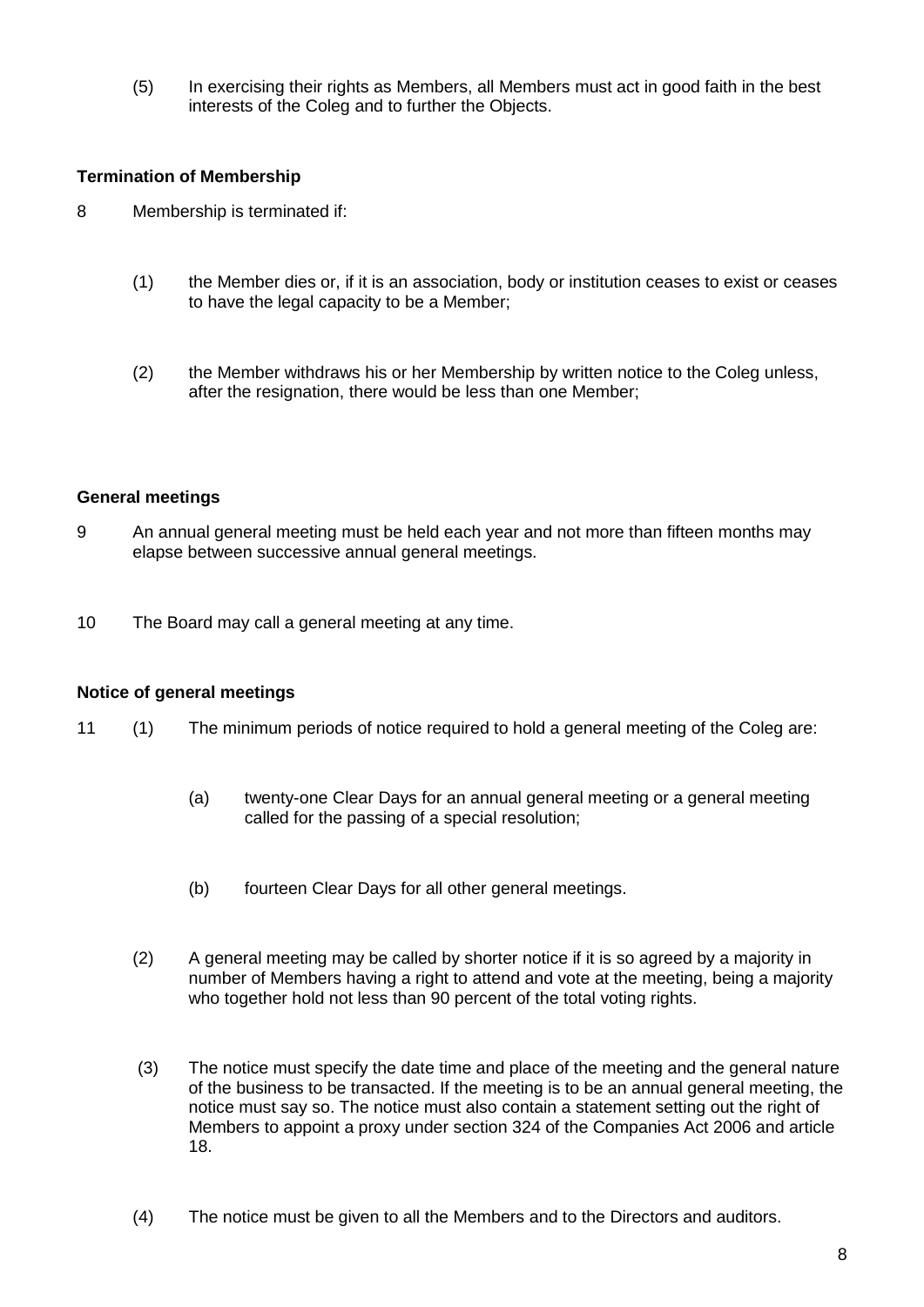(5) In exercising their rights as Members, all Members must act in good faith in the best interests of the Coleg and to further the Objects.

**Termination of Membership**

8 Membership is terminated if:

(1) the Member dies or, if it is an association, body or institution ceases to exist or ceases to have the legal capacity to be a Member;

(2) the Member withdraws his or her Membership by written notice to the Coleg unless, after the resignation, there would be less than one Member;

**General meetings**

9 An annual general meeting must be held each year and not more than fifteen months may elapse between successive annual general meetings.

10 The Board may call a general meeting at any time.

**Notice of general meetings**

11 (1) The minimum periods of notice required to hold a general meeting of the Coleg are:

(a) twenty-one Clear Days for an annual general meeting or a general meeting called for the passing of a special resolution;

(b) fourteen Clear Days for all other general meetings.

(2) A general meeting may be called by shorter notice if it is so agreed by a majority in number of Members having a right to attend and vote at the meeting, being a majority who together hold not less than 90 percent of the total voting rights.

(3) The notice must specify the date time and place of the meeting and the general nature of the business to be transacted. If the meeting is to be an annual general meeting, the notice must say so. The notice must also contain a statement setting out the right of Members to appoint a proxy under section 324 of the Companies Act 2006 and article 18.

(4) The notice must be given to all the Members and to the Directors and auditors.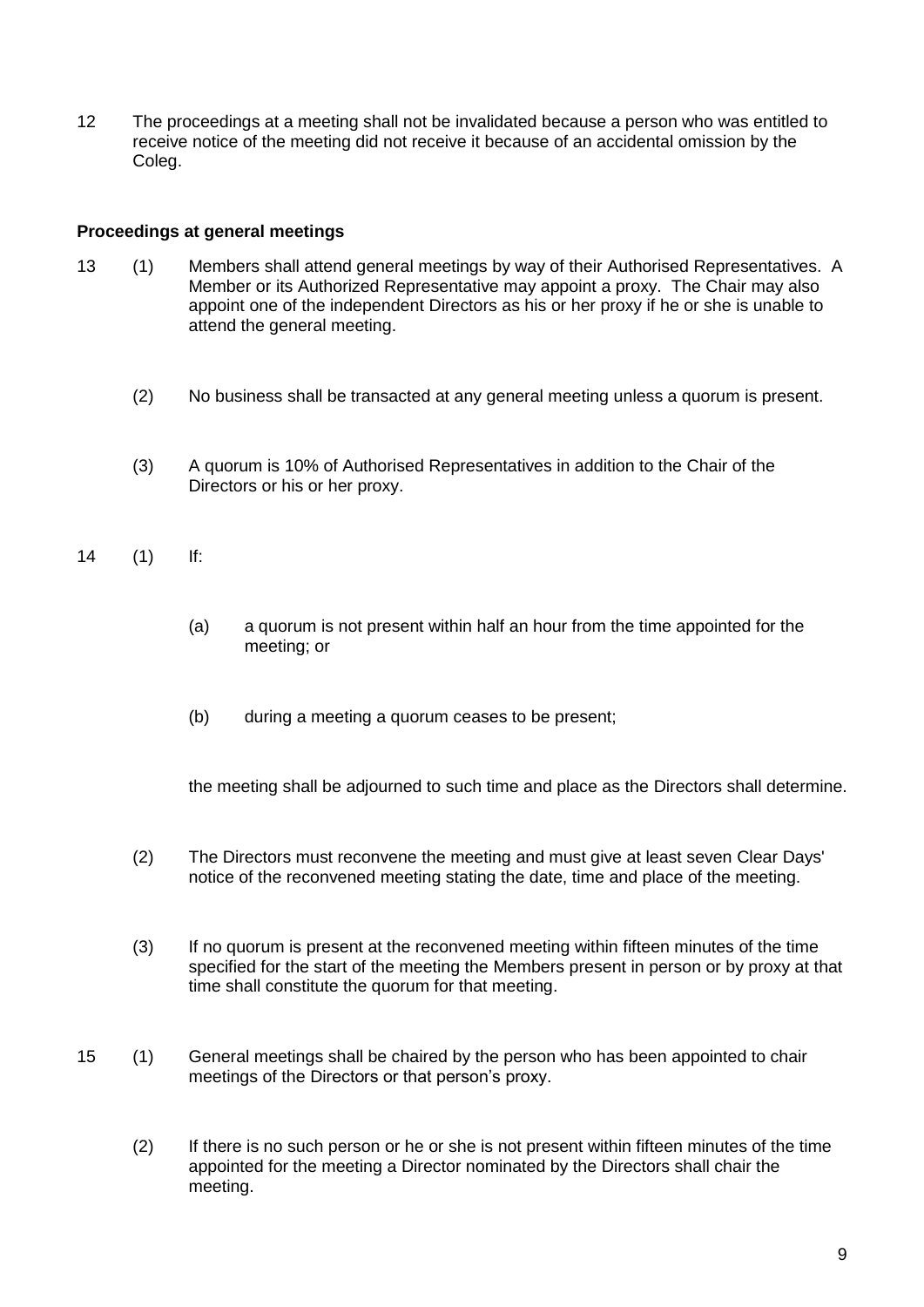12 The proceedings at a meeting shall not be invalidated because a person who was entitled to receive notice of the meeting did not receive it because of an accidental omission by the Coleg.

**Proceedings at general meetings**

13 (1) Members shall attend general meetings by way of their Authorised Representatives. A Member or its Authorized Representative may appoint a proxy. The Chair may also appoint one of the independent Directors as his or her proxy if he or she is unable to attend the general meeting.

(2) No business shall be transacted at any general meeting unless a quorum is present.

(3) A quorum is 10% of Authorised Representatives in addition to the Chair of the Directors or his or her proxy.

14 (1) If:

(a) a quorum is not present within half an hour from the time appointed for the meeting; or

(b) during a meeting a quorum ceases to be present;

the meeting shall be adjourned to such time and place as the Directors shall determine.

(2) The Directors must reconvene the meeting and must give at least seven Clear Days' notice of the reconvened meeting stating the date, time and place of the meeting.

(3) If no quorum is present at the reconvened meeting within fifteen minutes of the time specified for the start of the meeting the Members present in person or by proxy at that time shall constitute the quorum for that meeting.

15 (1) General meetings shall be chaired by the person who has been appointed to chair meetings of the Directors or that person's proxy.

(2) If there is no such person or he or she is not present within fifteen minutes of the time appointed for the meeting a Director nominated by the Directors shall chair the meeting.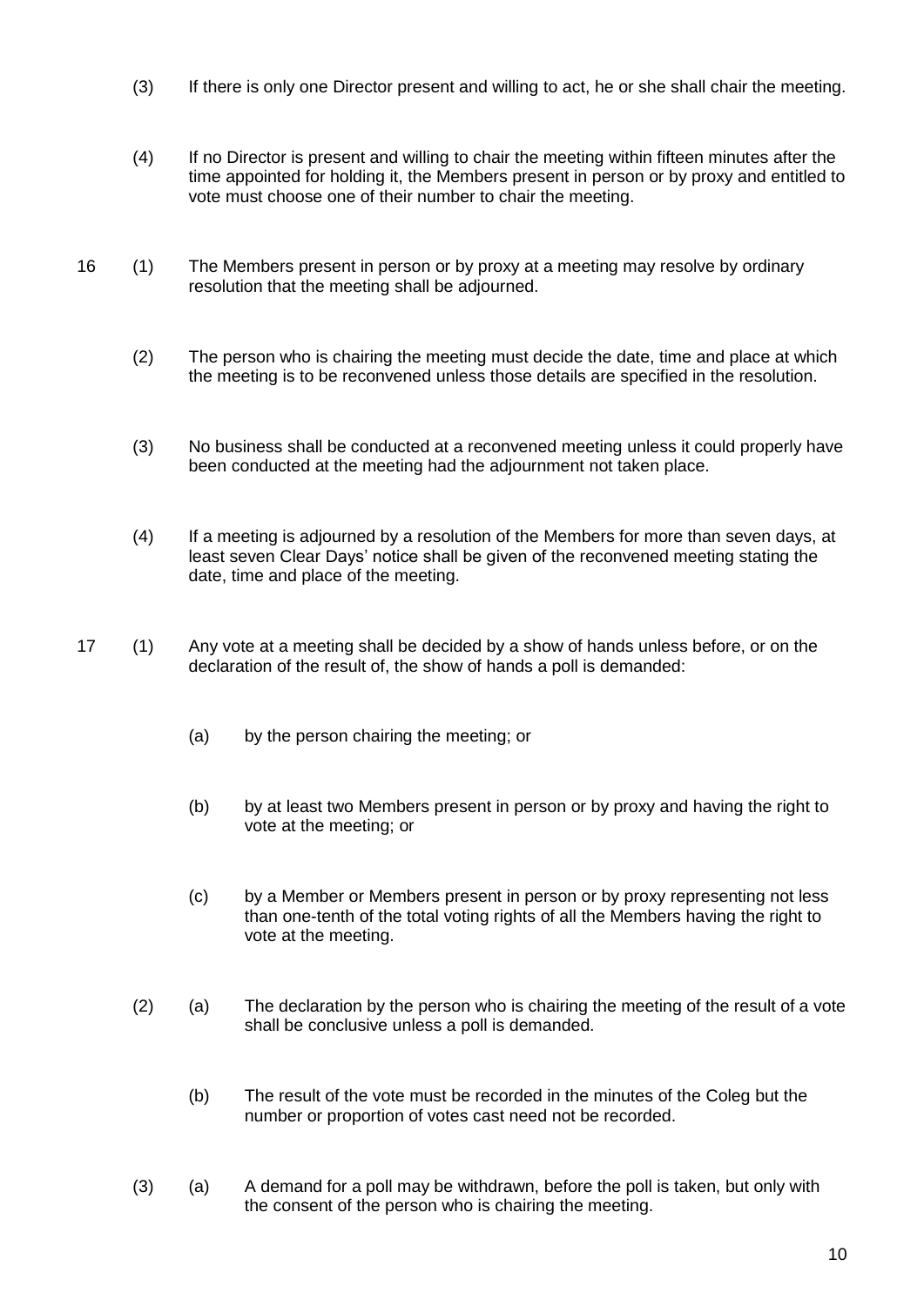(3) If there is only one Director present and willing to act, he or she shall chair the meeting.

(4) If no Director is present and willing to chair the meeting within fifteen minutes after the time appointed for holding it, the Members present in person or by proxy and entitled to vote must choose one of their number to chair the meeting.

16 (1) The Members present in person or by proxy at a meeting may resolve by ordinary resolution that the meeting shall be adjourned.

(2) The person who is chairing the meeting must decide the date, time and place at which the meeting is to be reconvened unless those details are specified in the resolution.

(3) No business shall be conducted at a reconvened meeting unless it could properly have been conducted at the meeting had the adjournment not taken place.

(4) If a meeting is adjourned by a resolution of the Members for more than seven days, at least seven Clear Days' notice shall be given of the reconvened meeting stating the date, time and place of the meeting.

17 (1) Any vote at a meeting shall be decided by a show of hands unless before, or on the declaration of the result of, the show of hands a poll is demanded:

(a) by the person chairing the meeting; or

(b) by at least two Members present in person or by proxy and having the right to vote at the meeting; or

(c) by a Member or Members present in person or by proxy representing not less than one-tenth of the total voting rights of all the Members having the right to vote at the meeting.

(2) (a) The declaration by the person who is chairing the meeting of the result of a vote shall be conclusive unless a poll is demanded.

(b) The result of the vote must be recorded in the minutes of the Coleg but the number or proportion of votes cast need not be recorded.

(3) (a) A demand for a poll may be withdrawn, before the poll is taken, but only with the consent of the person who is chairing the meeting.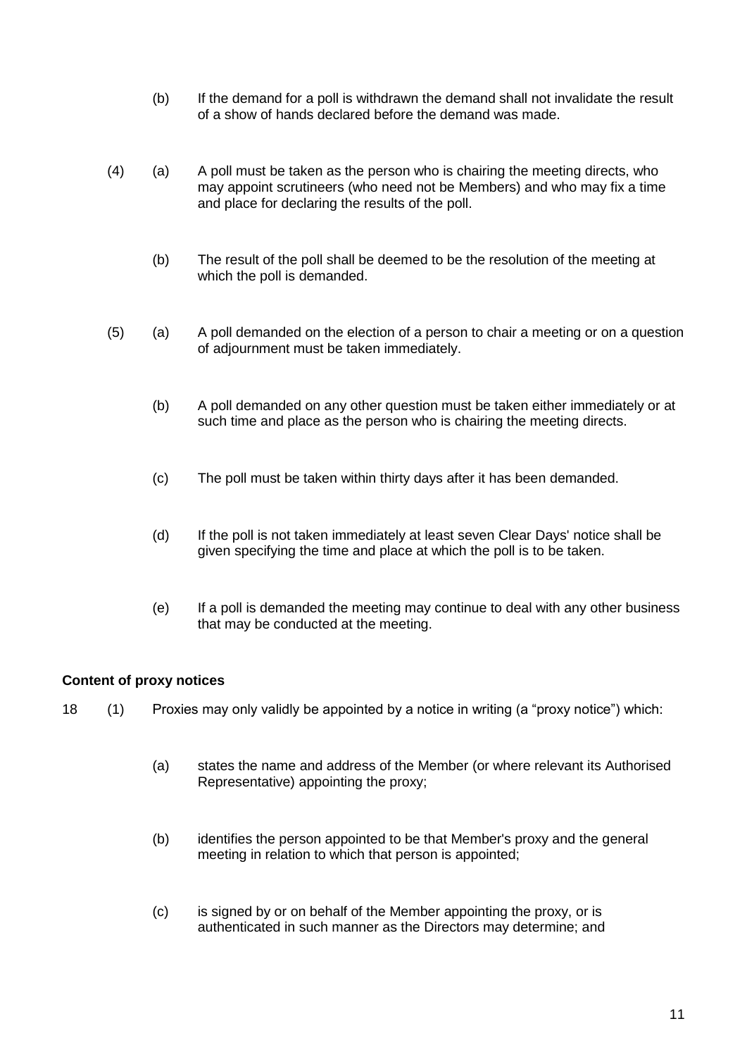(b) If the demand for a poll is withdrawn the demand shall not invalidate the result of a show of hands declared before the demand was made.

(4) (a) A poll must be taken as the person who is chairing the meeting directs, who may appoint scrutineers (who need not be Members) and who may fix a time and place for declaring the results of the poll.

(b) The result of the poll shall be deemed to be the resolution of the meeting at which the poll is demanded.

(5) (a) A poll demanded on the election of a person to chair a meeting or on a question of adjournment must be taken immediately.

(b) A poll demanded on any other question must be taken either immediately or at such time and place as the person who is chairing the meeting directs.

(c) The poll must be taken within thirty days after it has been demanded.

(d) If the poll is not taken immediately at least seven Clear Days' notice shall be given specifying the time and place at which the poll is to be taken.

(e) If a poll is demanded the meeting may continue to deal with any other business that may be conducted at the meeting.

**Content of proxy notices**

18 (1) Proxies may only validly be appointed by a notice in writing (a "proxy notice") which:

(a) states the name and address of the Member (or where relevant its Authorised Representative) appointing the proxy;

(b) identifies the person appointed to be that Member's proxy and the general meeting in relation to which that person is appointed;

(c) is signed by or on behalf of the Member appointing the proxy, or is authenticated in such manner as the Directors may determine; and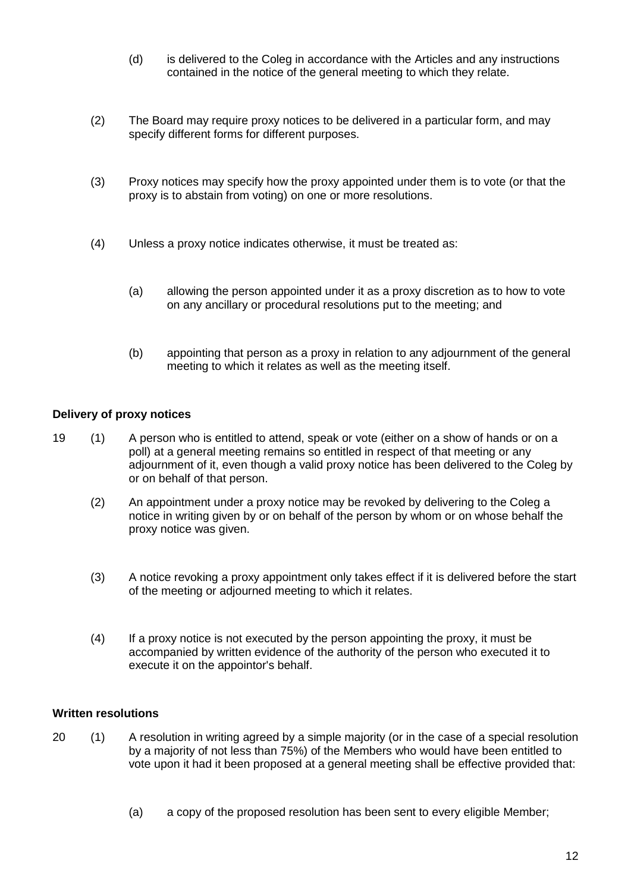(d) is delivered to the Coleg in accordance with the Articles and any instructions contained in the notice of the general meeting to which they relate.

(2) The Board may require proxy notices to be delivered in a particular form, and may specify different forms for different purposes.

(3) Proxy notices may specify how the proxy appointed under them is to vote (or that the proxy is to abstain from voting) on one or more resolutions.

(4) Unless a proxy notice indicates otherwise, it must be treated as:

(a) allowing the person appointed under it as a proxy discretion as to how to vote on any ancillary or procedural resolutions put to the meeting; and

(b) appointing that person as a proxy in relation to any adjournment of the general meeting to which it relates as well as the meeting itself.

**Delivery of proxy notices**

19 (1) A person who is entitled to attend, speak or vote (either on a show of hands or on a poll) at a general meeting remains so entitled in respect of that meeting or any adjournment of it, even though a valid proxy notice has been delivered to the Coleg by or on behalf of that person.

(2) An appointment under a proxy notice may be revoked by delivering to the Coleg a notice in writing given by or on behalf of the person by whom or on whose behalf the proxy notice was given.

(3) A notice revoking a proxy appointment only takes effect if it is delivered before the start of the meeting or adjourned meeting to which it relates.

(4) If a proxy notice is not executed by the person appointing the proxy, it must be accompanied by written evidence of the authority of the person who executed it to execute it on the appointor's behalf.

**Written resolutions**

20 (1) A resolution in writing agreed by a simple majority (or in the case of a special resolution by a majority of not less than 75%) of the Members who would have been entitled to vote upon it had it been proposed at a general meeting shall be effective provided that:

(a) a copy of the proposed resolution has been sent to every eligible Member;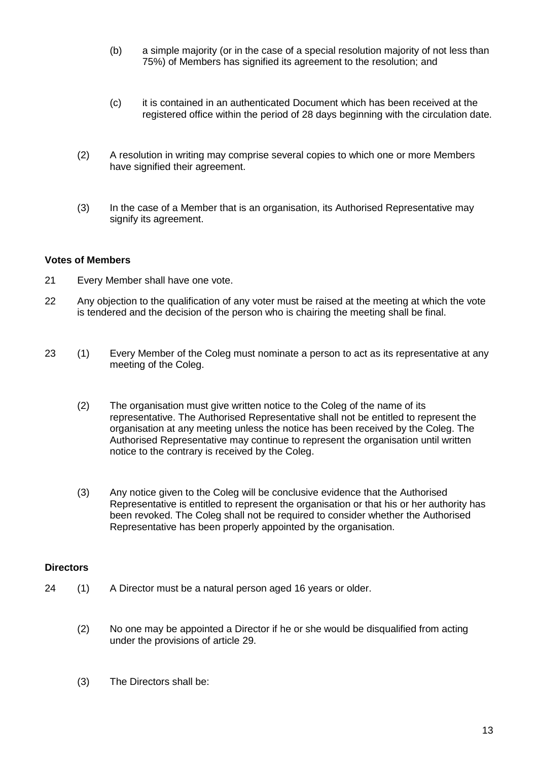(b) a simple majority (or in the case of a special resolution majority of not less than 75%) of Members has signified its agreement to the resolution; and

(c) it is contained in an authenticated Document which has been received at the registered office within the period of 28 days beginning with the circulation date.

(2) A resolution in writing may comprise several copies to which one or more Members have signified their agreement.

(3) In the case of a Member that is an organisation, its Authorised Representative may signify its agreement.

**Votes of Members**

21 Every Member shall have one vote.

22 Any objection to the qualification of any voter must be raised at the meeting at which the vote is tendered and the decision of the person who is chairing the meeting shall be final.

23 (1) Every Member of the Coleg must nominate a person to act as its representative at any meeting of the Coleg.

(2) The organisation must give written notice to the Coleg of the name of its representative. The Authorised Representative shall not be entitled to represent the organisation at any meeting unless the notice has been received by the Coleg. The Authorised Representative may continue to represent the organisation until written notice to the contrary is received by the Coleg.

(3) Any notice given to the Coleg will be conclusive evidence that the Authorised Representative is entitled to represent the organisation or that his or her authority has been revoked. The Coleg shall not be required to consider whether the Authorised Representative has been properly appointed by the organisation.

**Directors**

24 (1) A Director must be a natural person aged 16 years or older.

(2) No one may be appointed a Director if he or she would be disqualified from acting under the provisions of article 29.

(3) The Directors shall be: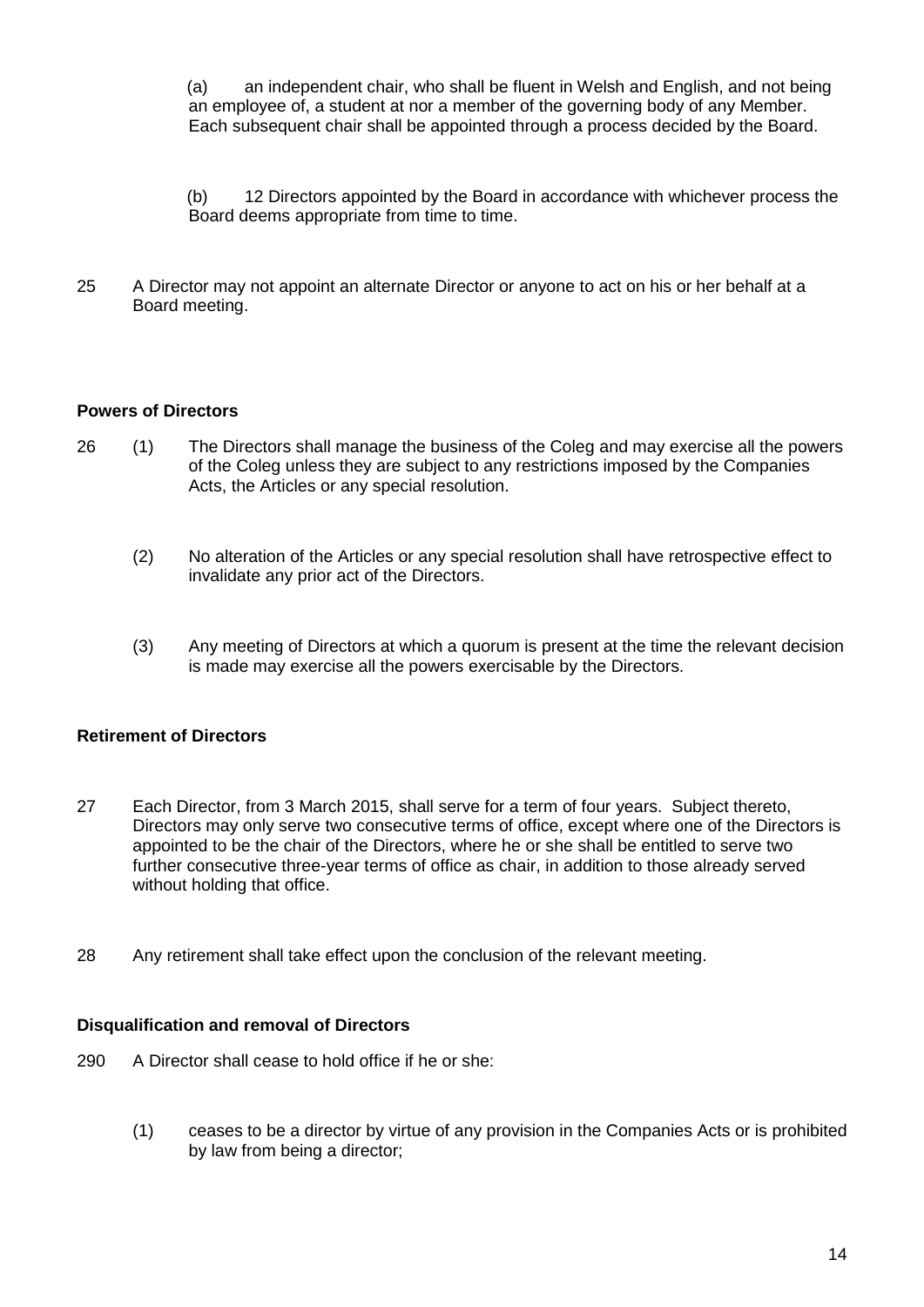(a) an independent chair, who shall be fluent in Welsh and English, and not being an employee of, a student at nor a member of the governing body of any Member. Each subsequent chair shall be appointed through a process decided by the Board.

(b) 12 Directors appointed by the Board in accordance with whichever process the Board deems appropriate from time to time.

25 A Director may not appoint an alternate Director or anyone to act on his or her behalf at a Board meeting.

**Powers of Directors**

26 (1) The Directors shall manage the business of the Coleg and may exercise all the powers of the Coleg unless they are subject to any restrictions imposed by the Companies Acts, the Articles or any special resolution.

(2) No alteration of the Articles or any special resolution shall have retrospective effect to invalidate any prior act of the Directors.

(3) Any meeting of Directors at which a quorum is present at the time the relevant decision is made may exercise all the powers exercisable by the Directors.

**Retirement of Directors**

27 Each Director, from 3 March 2015, shall serve for a term of four years. Subject thereto, Directors may only serve two consecutive terms of office, except where one of the Directors is appointed to be the chair of the Directors, where he or she shall be entitled to serve two further consecutive three-year terms of office as chair, in addition to those already served without holding that office.

28 Any retirement shall take effect upon the conclusion of the relevant meeting.

**Disqualification and removal of Directors**

290 A Director shall cease to hold office if he or she:

(1) ceases to be a director by virtue of any provision in the Companies Acts or is prohibited by law from being a director;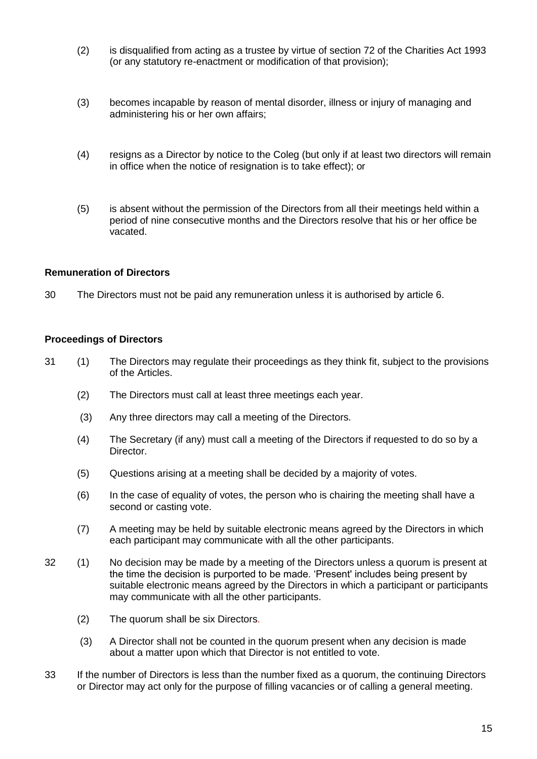(2) is disqualified from acting as a trustee by virtue of section 72 of the Charities Act 1993 (or any statutory re-enactment or modification of that provision);

(3) becomes incapable by reason of mental disorder, illness or injury of managing and administering his or her own affairs;

(4) resigns as a Director by notice to the Coleg (but only if at least two directors will remain in office when the notice of resignation is to take effect); or

(5) is absent without the permission of the Directors from all their meetings held within a period of nine consecutive months and the Directors resolve that his or her office be vacated.

**Remuneration of Directors**

30 The Directors must not be paid any remuneration unless it is authorised by article 6.

**Proceedings of Directors**

31 (1) The Directors may regulate their proceedings as they think fit, subject to the provisions of the Articles.

(2) The Directors must call at least three meetings each year.

(3) Any three directors may call a meeting of the Directors.

(4) The Secretary (if any) must call a meeting of the Directors if requested to do so by a Director.

(5) Questions arising at a meeting shall be decided by a majority of votes.

(6) In the case of equality of votes, the person who is chairing the meeting shall have a second or casting vote.

(7) A meeting may be held by suitable electronic means agreed by the Directors in which each participant may communicate with all the other participants.

32 (1) No decision may be made by a meeting of the Directors unless a quorum is present at the time the decision is purported to be made. 'Present' includes being present by suitable electronic means agreed by the Directors in which a participant or participants may communicate with all the other participants.

(2) The quorum shall be six Directors.

(3) A Director shall not be counted in the quorum present when any decision is made about a matter upon which that Director is not entitled to vote.

33 If the number of Directors is less than the number fixed as a quorum, the continuing Directors or Director may act only for the purpose of filling vacancies or of calling a general meeting.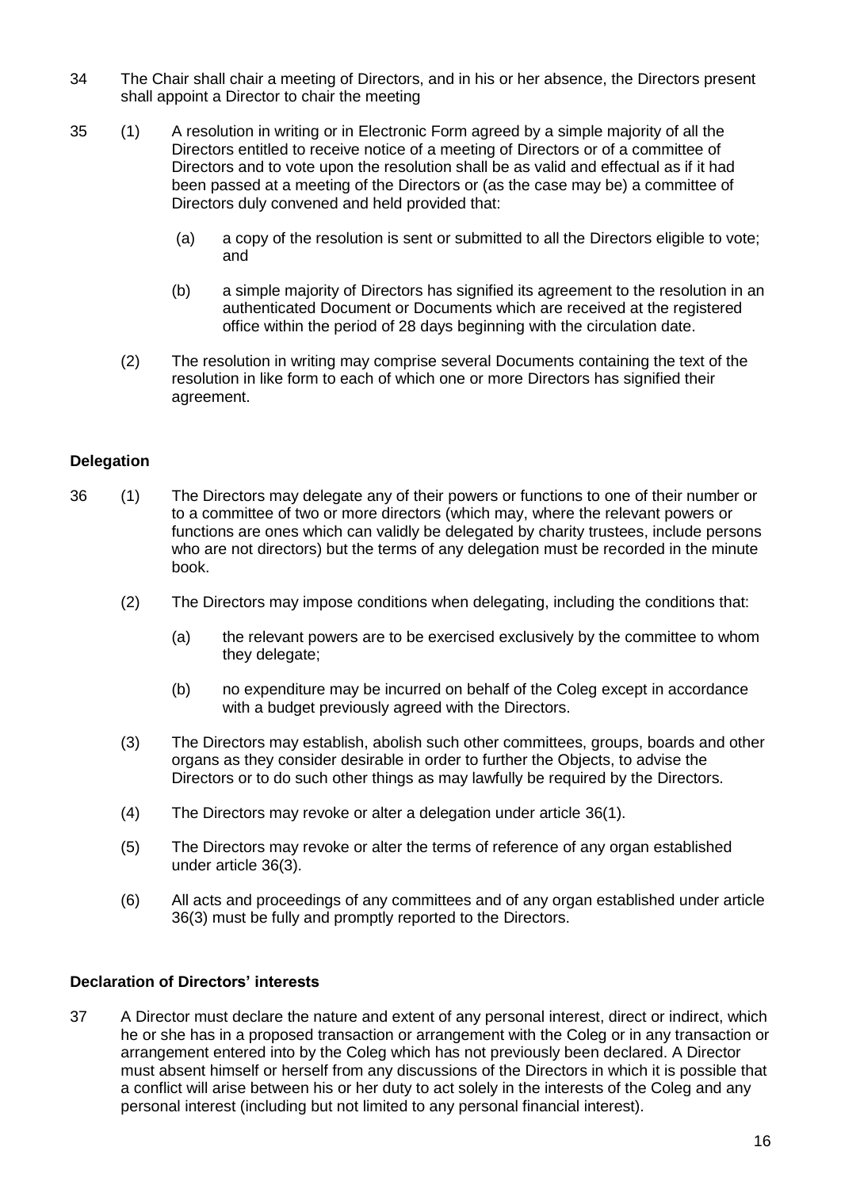34 The Chair shall chair a meeting of Directors, and in his or her absence, the Directors present shall appoint a Director to chair the meeting

35 (1) A resolution in writing or in Electronic Form agreed by a simple majority of all the Directors entitled to receive notice of a meeting of Directors or of a committee of Directors and to vote upon the resolution shall be as valid and effectual as if it had been passed at a meeting of the Directors or (as the case may be) a committee of Directors duly convened and held provided that:

(a) a copy of the resolution is sent or submitted to all the Directors eligible to vote; and

(b) a simple majority of Directors has signified its agreement to the resolution in an authenticated Document or Documents which are received at the registered office within the period of 28 days beginning with the circulation date.

(2) The resolution in writing may comprise several Documents containing the text of the resolution in like form to each of which one or more Directors has signified their agreement.

**Delegation**

36 (1) The Directors may delegate any of their powers or functions to one of their number or to a committee of two or more directors (which may, where the relevant powers or functions are ones which can validly be delegated by charity trustees, include persons who are not directors) but the terms of any delegation must be recorded in the minute book.

(2) The Directors may impose conditions when delegating, including the conditions that:

(a) the relevant powers are to be exercised exclusively by the committee to whom they delegate;

(b) no expenditure may be incurred on behalf of the Coleg except in accordance with a budget previously agreed with the Directors.

(3) The Directors may establish, abolish such other committees, groups, boards and other organs as they consider desirable in order to further the Objects, to advise the Directors or to do such other things as may lawfully be required by the Directors.

(4) The Directors may revoke or alter a delegation under article 36(1).

(5) The Directors may revoke or alter the terms of reference of any organ established under article 36(3).

(6) All acts and proceedings of any committees and of any organ established under article 36(3) must be fully and promptly reported to the Directors.

**Declaration of Directors' interests**

37 A Director must declare the nature and extent of any personal interest, direct or indirect, which he or she has in a proposed transaction or arrangement with the Coleg or in any transaction or arrangement entered into by the Coleg which has not previously been declared. A Director must absent himself or herself from any discussions of the Directors in which it is possible that a conflict will arise between his or her duty to act solely in the interests of the Coleg and any personal interest (including but not limited to any personal financial interest).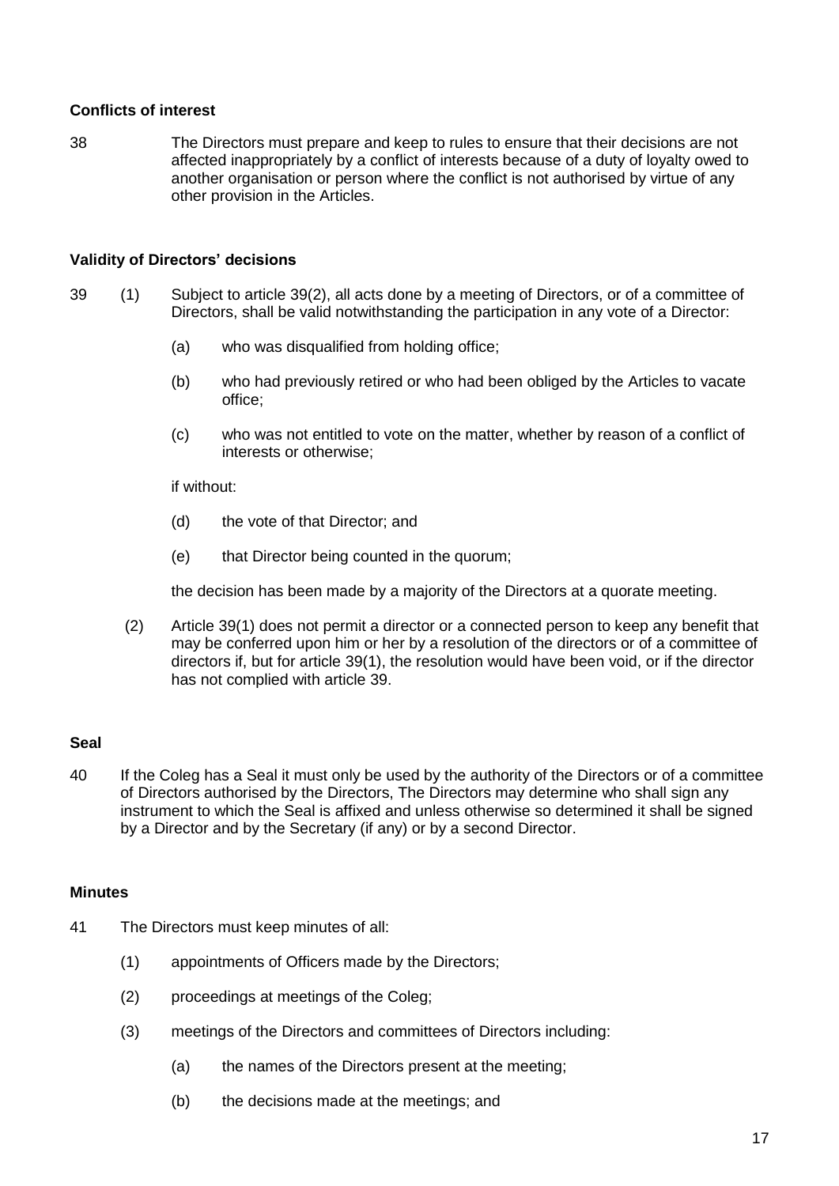**Conflicts of interest**

38 The Directors must prepare and keep to rules to ensure that their decisions are not affected inappropriately by a conflict of interests because of a duty of loyalty owed to another organisation or person where the conflict is not authorised by virtue of any other provision in the Articles.

**Validity of Directors' decisions**

39 (1) Subject to article 39(2), all acts done by a meeting of Directors, or of a committee of Directors, shall be valid notwithstanding the participation in any vote of a Director:

(a) who was disqualified from holding office;

(b) who had previously retired or who had been obliged by the Articles to vacate office;

(c) who was not entitled to vote on the matter, whether by reason of a conflict of interests or otherwise;

if without:

(d) the vote of that Director; and

(e) that Director being counted in the quorum;

the decision has been made by a majority of the Directors at a quorate meeting.

(2) Article 39(1) does not permit a director or a connected person to keep any benefit that may be conferred upon him or her by a resolution of the directors or of a committee of directors if, but for article 39(1), the resolution would have been void, or if the director has not complied with article 39.

**Seal**

40 If the Coleg has a Seal it must only be used by the authority of the Directors or of a committee of Directors authorised by the Directors, The Directors may determine who shall sign any instrument to which the Seal is affixed and unless otherwise so determined it shall be signed by a Director and by the Secretary (if any) or by a second Director.

**Minutes**

41 The Directors must keep minutes of all:

(1) appointments of Officers made by the Directors;

(2) proceedings at meetings of the Coleg;

(3) meetings of the Directors and committees of Directors including:

(a) the names of the Directors present at the meeting;

(b) the decisions made at the meetings; and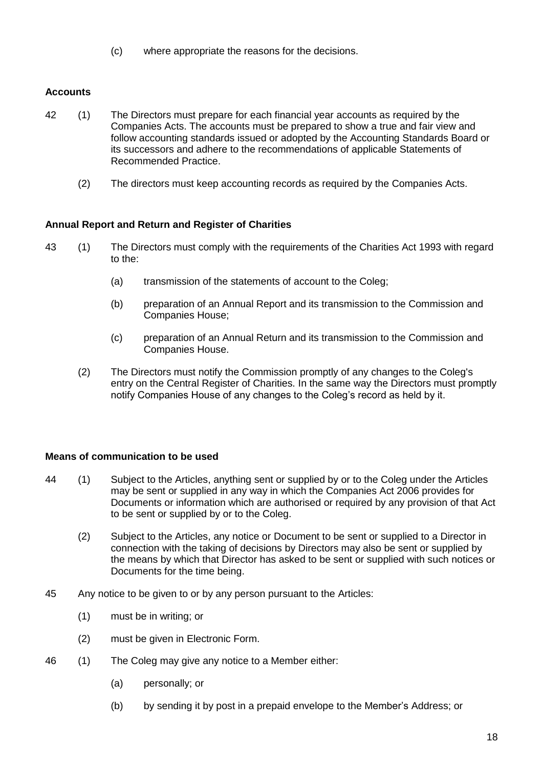(c) where appropriate the reasons for the decisions.

**Accounts**

42 (1) The Directors must prepare for each financial year accounts as required by the Companies Acts. The accounts must be prepared to show a true and fair view and follow accounting standards issued or adopted by the Accounting Standards Board or its successors and adhere to the recommendations of applicable Statements of Recommended Practice.

(2) The directors must keep accounting records as required by the Companies Acts.

**Annual Report and Return and Register of Charities**

43 (1) The Directors must comply with the requirements of the Charities Act 1993 with regard to the:

(a) transmission of the statements of account to the Coleg;

(b) preparation of an Annual Report and its transmission to the Commission and Companies House;

(c) preparation of an Annual Return and its transmission to the Commission and Companies House.

(2) The Directors must notify the Commission promptly of any changes to the Coleg's entry on the Central Register of Charities. In the same way the Directors must promptly notify Companies House of any changes to the Coleg's record as held by it.

**Means of communication to be used**

44 (1) Subject to the Articles, anything sent or supplied by or to the Coleg under the Articles may be sent or supplied in any way in which the Companies Act 2006 provides for Documents or information which are authorised or required by any provision of that Act to be sent or supplied by or to the Coleg.

(2) Subject to the Articles, any notice or Document to be sent or supplied to a Director in connection with the taking of decisions by Directors may also be sent or supplied by the means by which that Director has asked to be sent or supplied with such notices or Documents for the time being.

45 Any notice to be given to or by any person pursuant to the Articles:

(1) must be in writing; or

(2) must be given in Electronic Form.

46 (1) The Coleg may give any notice to a Member either:

(a) personally; or

(b) by sending it by post in a prepaid envelope to the Member's Address; or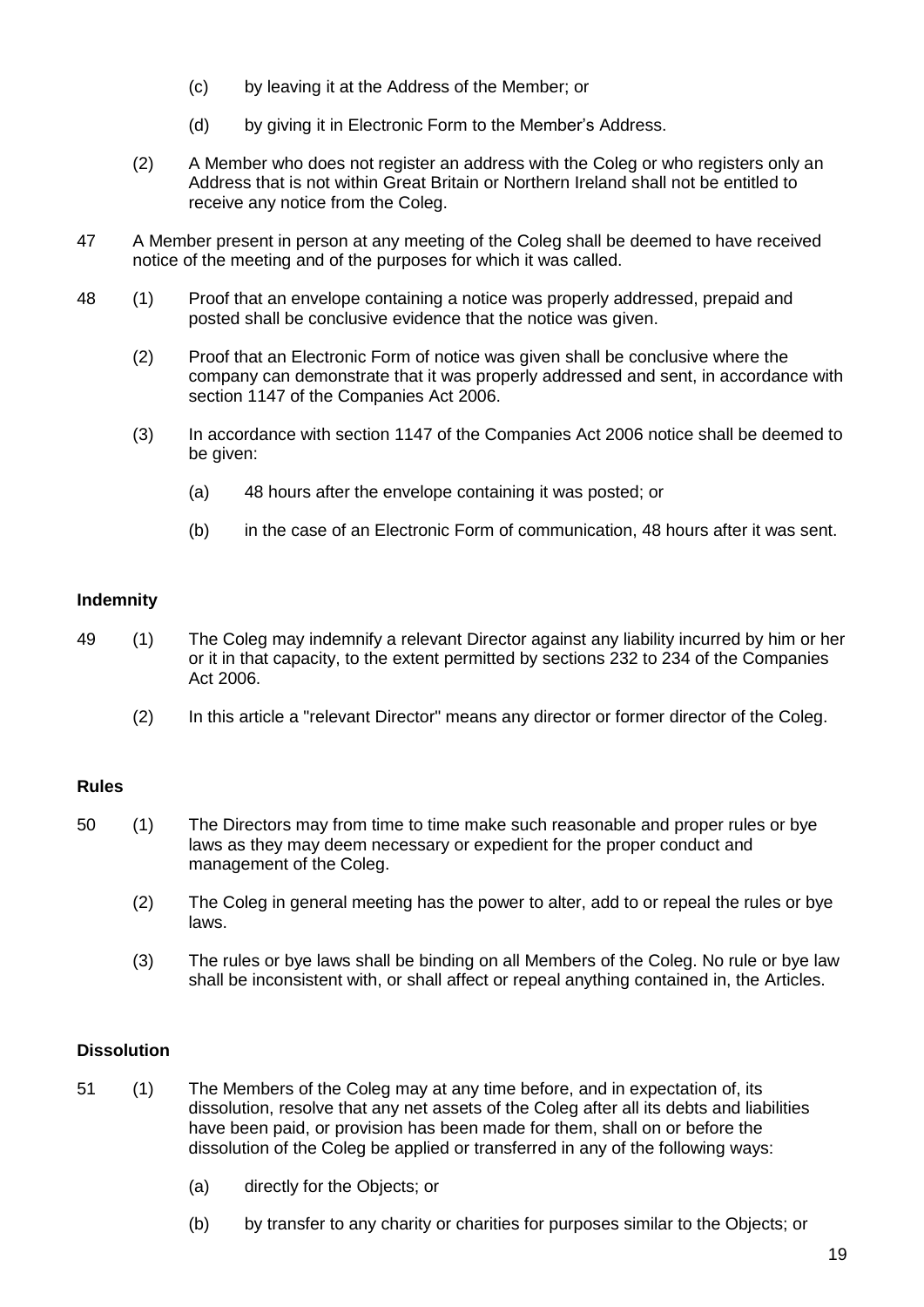(c) by leaving it at the Address of the Member; or

(d) by giving it in Electronic Form to the Member's Address.

(2) A Member who does not register an address with the Coleg or who registers only an Address that is not within Great Britain or Northern Ireland shall not be entitled to receive any notice from the Coleg.

47 A Member present in person at any meeting of the Coleg shall be deemed to have received notice of the meeting and of the purposes for which it was called.

48 (1) Proof that an envelope containing a notice was properly addressed, prepaid and posted shall be conclusive evidence that the notice was given.

(2) Proof that an Electronic Form of notice was given shall be conclusive where the company can demonstrate that it was properly addressed and sent, in accordance with section 1147 of the Companies Act 2006.

(3) In accordance with section 1147 of the Companies Act 2006 notice shall be deemed to be given:

(a) 48 hours after the envelope containing it was posted; or

(b) in the case of an Electronic Form of communication, 48 hours after it was sent.

**Indemnity**

49 (1) The Coleg may indemnify a relevant Director against any liability incurred by him or her or it in that capacity, to the extent permitted by sections 232 to 234 of the Companies Act 2006.

(2) In this article a "relevant Director" means any director or former director of the Coleg.

**Rules**

50 (1) The Directors may from time to time make such reasonable and proper rules or bye laws as they may deem necessary or expedient for the proper conduct and management of the Coleg.

(2) The Coleg in general meeting has the power to alter, add to or repeal the rules or bye laws.

(3) The rules or bye laws shall be binding on all Members of the Coleg. No rule or bye law shall be inconsistent with, or shall affect or repeal anything contained in, the Articles.

**Dissolution**

51 (1) The Members of the Coleg may at any time before, and in expectation of, its dissolution, resolve that any net assets of the Coleg after all its debts and liabilities have been paid, or provision has been made for them, shall on or before the dissolution of the Coleg be applied or transferred in any of the following ways:

(a) directly for the Objects; or

(b) by transfer to any charity or charities for purposes similar to the Objects; or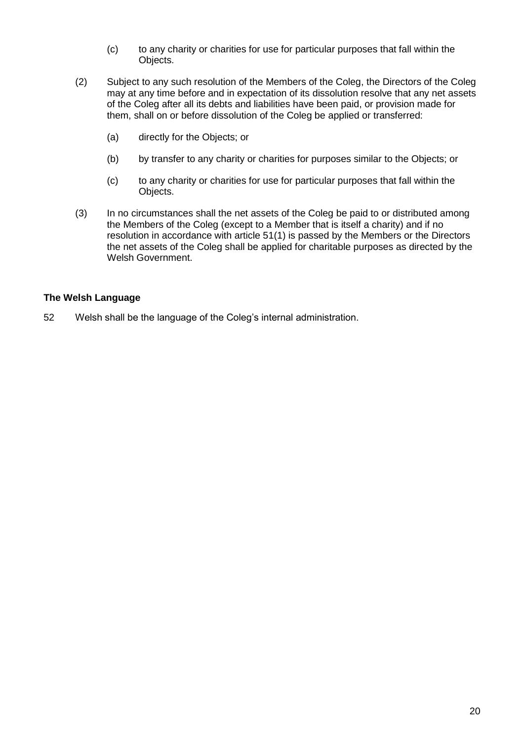(c) to any charity or charities for use for particular purposes that fall within the Objects.

(2) Subject to any such resolution of the Members of the Coleg, the Directors of the Coleg may at any time before and in expectation of its dissolution resolve that any net assets of the Coleg after all its debts and liabilities have been paid, or provision made for them, shall on or before dissolution of the Coleg be applied or transferred:

(a) directly for the Objects; or

(b) by transfer to any charity or charities for purposes similar to the Objects; or

(c) to any charity or charities for use for particular purposes that fall within the Objects.

(3) In no circumstances shall the net assets of the Coleg be paid to or distributed among the Members of the Coleg (except to a Member that is itself a charity) and if no resolution in accordance with article 51(1) is passed by the Members or the Directors the net assets of the Coleg shall be applied for charitable purposes as directed by the Welsh Government.

**The Welsh Language**

52 Welsh shall be the language of the Coleg's internal administration.